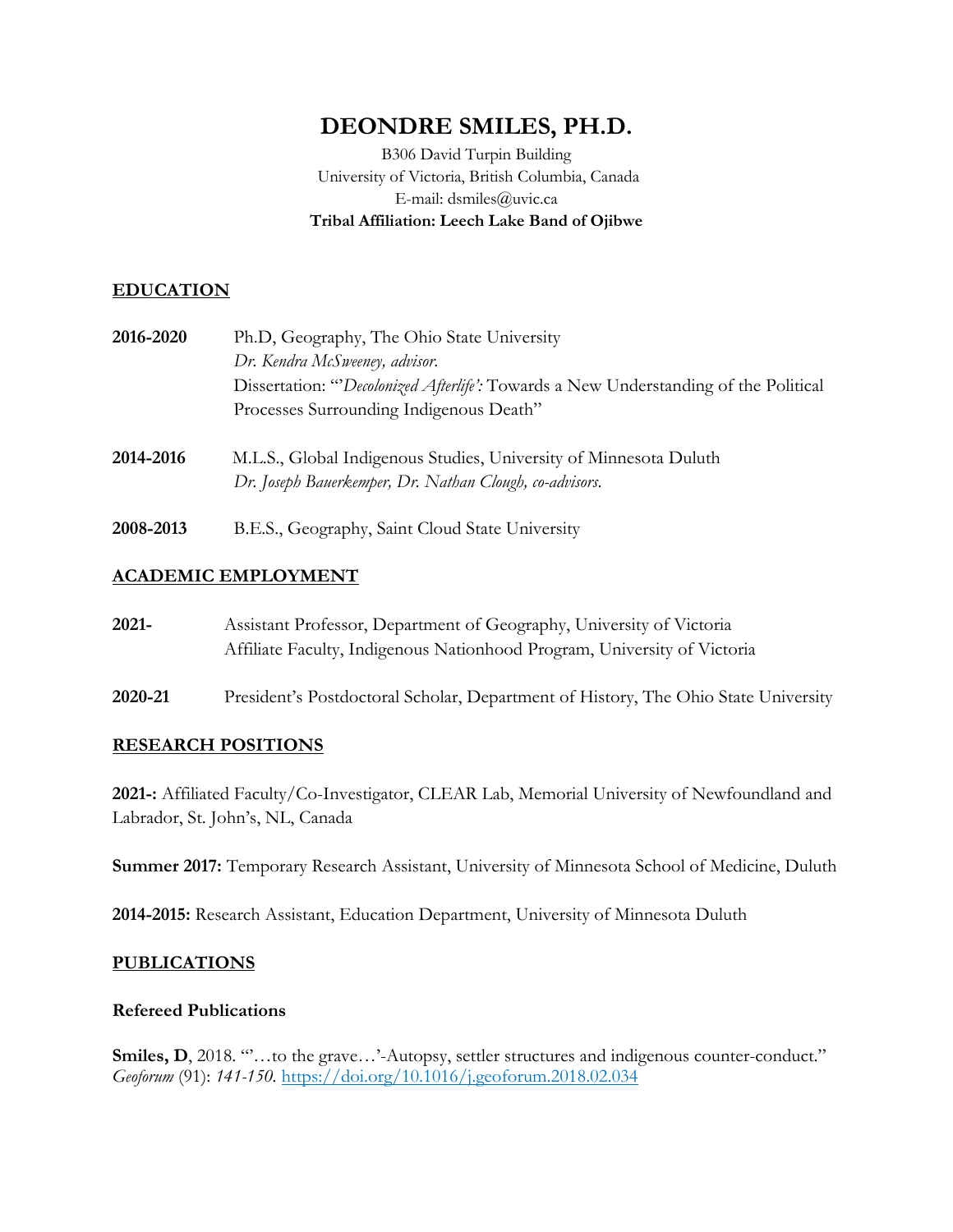# DEONDRE SMILES, PH.D.

B306 David Turpin Building
University of Victoria, British Columbia, Canada
E-mail: dsmiles@uvic.ca
**Tribal Affiliation: Leech Lake Band of Ojibwe**

## EDUCATION

**2016-2020** Ph.D, Geography, The Ohio State University
*Dr. Kendra McSweeney, advisor.*
Dissertation: "'*Decolonized Afterlife':* Towards a New Understanding of the Political Processes Surrounding Indigenous Death"

**2014-2016** M.L.S., Global Indigenous Studies, University of Minnesota Duluth
*Dr. Joseph Bauerkemper, Dr. Nathan Clough, co-advisors.*

**2008-2013** B.E.S., Geography, Saint Cloud State University

## ACADEMIC EMPLOYMENT

**2021-** Assistant Professor, Department of Geography, University of Victoria
Affiliate Faculty, Indigenous Nationhood Program, University of Victoria

**2020-21** President's Postdoctoral Scholar, Department of History, The Ohio State University

## RESEARCH POSITIONS

**2021-:** Affiliated Faculty/Co-Investigator, CLEAR Lab, Memorial University of Newfoundland and Labrador, St. John's, NL, Canada

**Summer 2017:** Temporary Research Assistant, University of Minnesota School of Medicine, Duluth

**2014-2015:** Research Assistant, Education Department, University of Minnesota Duluth

## PUBLICATIONS

### Refereed Publications

**Smiles, D**, 2018. "'…to the grave…'-Autopsy, settler structures and indigenous counter-conduct." *Geoforum* (91): *141-150.* https://doi.org/10.1016/j.geoforum.2018.02.034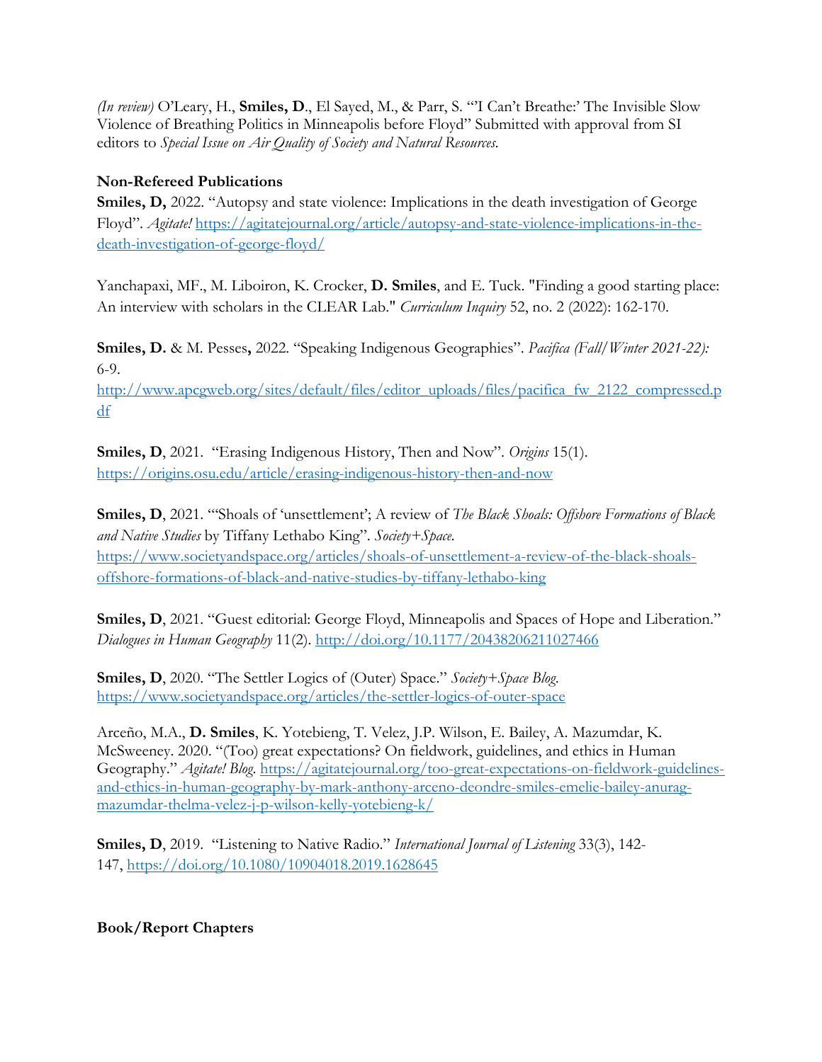*(In review)* O'Leary, H., **Smiles, D**., El Sayed, M., & Parr, S. "'I Can't Breathe:' The Invisible Slow Violence of Breathing Politics in Minneapolis before Floyd" Submitted with approval from SI editors to *Special Issue on Air Quality of Society and Natural Resources.*

**Non-Refereed Publications**

**Smiles, D,** 2022. "Autopsy and state violence: Implications in the death investigation of George Floyd". *Agitate!* https://agitatejournal.org/article/autopsy-and-state-violence-implications-in-the-death-investigation-of-george-floyd/

Yanchapaxi, MF., M. Liboiron, K. Crocker, **D. Smiles**, and E. Tuck. "Finding a good starting place: An interview with scholars in the CLEAR Lab." *Curriculum Inquiry* 52, no. 2 (2022): 162-170.

**Smiles, D.** & M. Pesses**,** 2022. "Speaking Indigenous Geographies". *Pacifica (Fall/Winter 2021-22):* 6-9. http://www.apcgweb.org/sites/default/files/editor_uploads/files/pacifica_fw_2122_compressed.pdf

**Smiles, D**, 2021. "Erasing Indigenous History, Then and Now". *Origins* 15(1). https://origins.osu.edu/article/erasing-indigenous-history-then-and-now

**Smiles, D**, 2021. "'Shoals of 'unsettlement'; A review of *The Black Shoals: Offshore Formations of Black and Native Studies* by Tiffany Lethabo King". *Society+Space.* https://www.societyandspace.org/articles/shoals-of-unsettlement-a-review-of-the-black-shoals-offshore-formations-of-black-and-native-studies-by-tiffany-lethabo-king

**Smiles, D**, 2021. "Guest editorial: George Floyd, Minneapolis and Spaces of Hope and Liberation." *Dialogues in Human Geography* 11(2). http://doi.org/10.1177/20438206211027466

**Smiles, D**, 2020. "The Settler Logics of (Outer) Space." *Society+Space Blog.* https://www.societyandspace.org/articles/the-settler-logics-of-outer-space

Arceño, M.A., **D. Smiles**, K. Yotebieng, T. Velez, J.P. Wilson, E. Bailey, A. Mazumdar, K. McSweeney. 2020. "(Too) great expectations? On fieldwork, guidelines, and ethics in Human Geography." *Agitate! Blog.* https://agitatejournal.org/too-great-expectations-on-fieldwork-guidelines-and-ethics-in-human-geography-by-mark-anthony-arceno-deondre-smiles-emelie-bailey-anurag-mazumdar-thelma-velez-j-p-wilson-kelly-yotebieng-k/

**Smiles, D**, 2019. "Listening to Native Radio." *International Journal of Listening* 33(3), 142-147, https://doi.org/10.1080/10904018.2019.1628645

**Book/Report Chapters**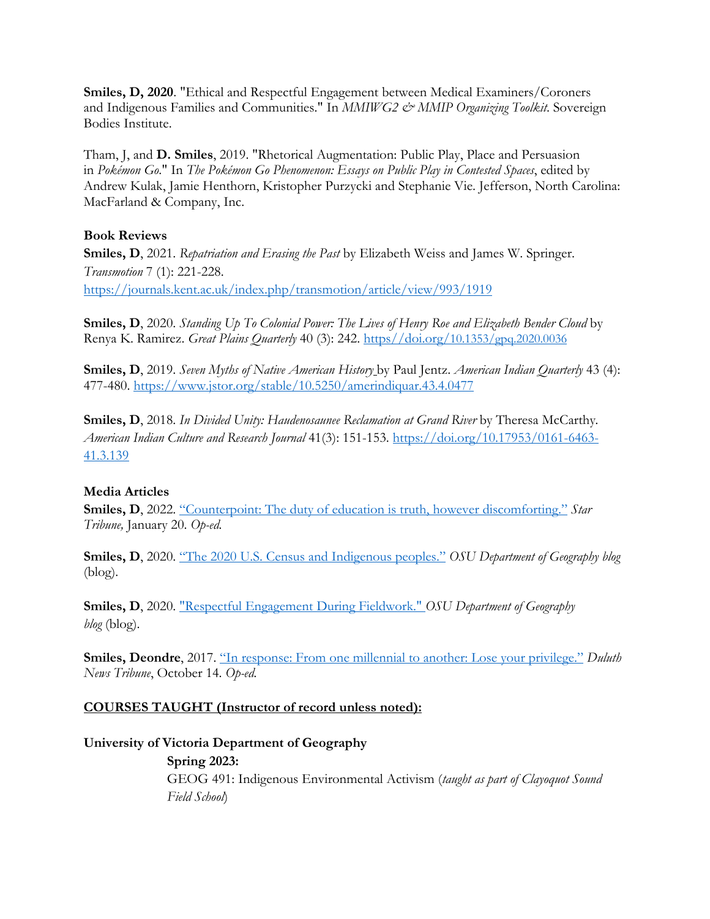**Smiles, D, 2020**. "Ethical and Respectful Engagement between Medical Examiners/Coroners and Indigenous Families and Communities." In *MMIWG2 & MMIP Organizing Toolkit*. Sovereign Bodies Institute.

Tham, J, and **D. Smiles**, 2019. "Rhetorical Augmentation: Public Play, Place and Persuasion in *Pokémon Go*." In *The Pokémon Go Phenomenon: Essays on Public Play in Contested Spaces*, edited by Andrew Kulak, Jamie Henthorn, Kristopher Purzycki and Stephanie Vie. Jefferson, North Carolina: MacFarland & Company, Inc.

**Book Reviews**

**Smiles, D**, 2021. *Repatriation and Erasing the Past* by Elizabeth Weiss and James W. Springer. *Transmotion* 7 (1): 221-228. https://journals.kent.ac.uk/index.php/transmotion/article/view/993/1919

**Smiles, D**, 2020. *Standing Up To Colonial Power: The Lives of Henry Roe and Elizabeth Bender Cloud* by Renya K. Ramirez. *Great Plains Quarterly* 40 (3): 242. https//doi.org/10.1353/gpq.2020.0036

**Smiles, D**, 2019. *Seven Myths of Native American History* by Paul Jentz. *American Indian Quarterly* 43 (4): 477-480. https://www.jstor.org/stable/10.5250/amerindiquar.43.4.0477

**Smiles, D**, 2018. *In Divided Unity: Haudenosaunee Reclamation at Grand River* by Theresa McCarthy. *American Indian Culture and Research Journal* 41(3): 151-153. https://doi.org/10.17953/0161-6463-41.3.139

**Media Articles**

**Smiles, D**, 2022. "Counterpoint: The duty of education is truth, however discomforting." *Star Tribune,* January 20. *Op-ed.*

**Smiles, D**, 2020. "The 2020 U.S. Census and Indigenous peoples." *OSU Department of Geography blog* (blog).

**Smiles, D**, 2020. "Respectful Engagement During Fieldwork." *OSU Department of Geography blog* (blog).

**Smiles, Deondre**, 2017. "In response: From one millennial to another: Lose your privilege." *Duluth News Tribune*, October 14. *Op-ed.*

## COURSES TAUGHT (Instructor of record unless noted):

**University of Victoria Department of Geography**

**Spring 2023:**
GEOG 491: Indigenous Environmental Activism (*taught as part of Clayoquot Sound Field School*)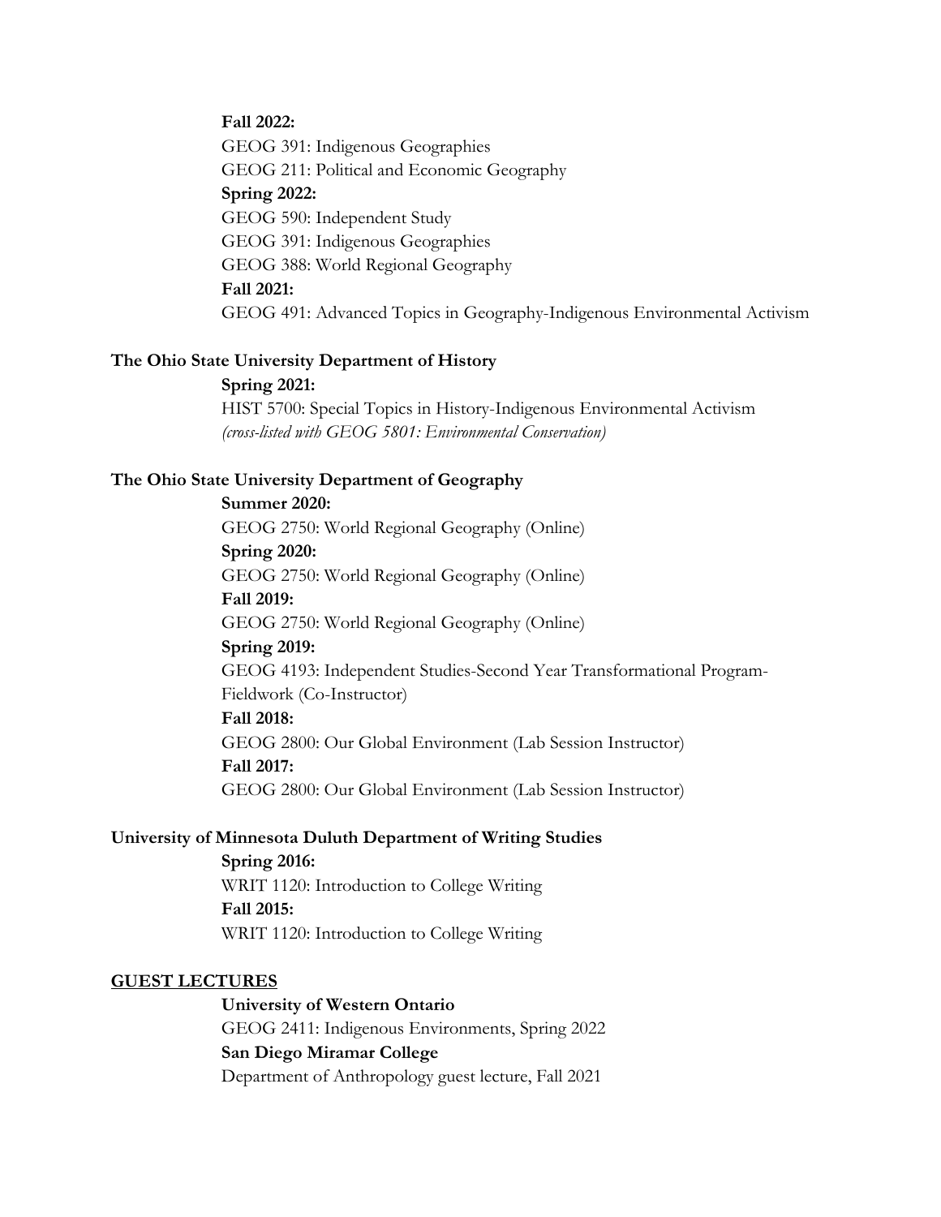**Fall 2022:**
GEOG 391: Indigenous Geographies
GEOG 211: Political and Economic Geography
**Spring 2022:**
GEOG 590: Independent Study
GEOG 391: Indigenous Geographies
GEOG 388: World Regional Geography
**Fall 2021:**
GEOG 491: Advanced Topics in Geography-Indigenous Environmental Activism

**The Ohio State University Department of History**

**Spring 2021:**
HIST 5700: Special Topics in History-Indigenous Environmental Activism
*(cross-listed with GEOG 5801: Environmental Conservation)*

**The Ohio State University Department of Geography**

**Summer 2020:**
GEOG 2750: World Regional Geography (Online)
**Spring 2020:**
GEOG 2750: World Regional Geography (Online)
**Fall 2019:**
GEOG 2750: World Regional Geography (Online)
**Spring 2019:**
GEOG 4193: Independent Studies-Second Year Transformational Program-Fieldwork (Co-Instructor)
**Fall 2018:**
GEOG 2800: Our Global Environment (Lab Session Instructor)
**Fall 2017:**
GEOG 2800: Our Global Environment (Lab Session Instructor)

**University of Minnesota Duluth Department of Writing Studies**

**Spring 2016:**
WRIT 1120: Introduction to College Writing
**Fall 2015:**
WRIT 1120: Introduction to College Writing

## GUEST LECTURES

**University of Western Ontario**
GEOG 2411: Indigenous Environments, Spring 2022
**San Diego Miramar College**
Department of Anthropology guest lecture, Fall 2021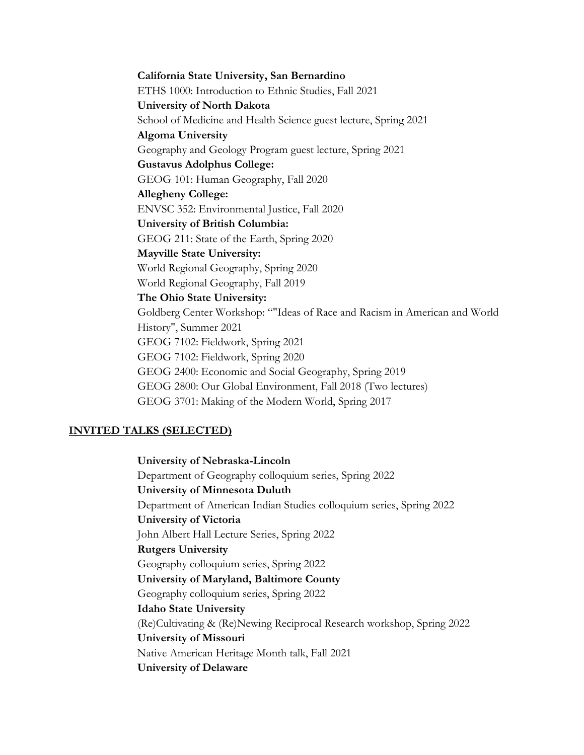**California State University, San Bernardino**
ETHS 1000: Introduction to Ethnic Studies, Fall 2021
**University of North Dakota**
School of Medicine and Health Science guest lecture, Spring 2021
**Algoma University**
Geography and Geology Program guest lecture, Spring 2021
**Gustavus Adolphus College:**
GEOG 101: Human Geography, Fall 2020
**Allegheny College:**
ENVSC 352: Environmental Justice, Fall 2020
**University of British Columbia:**
GEOG 211: State of the Earth, Spring 2020
**Mayville State University:**
World Regional Geography, Spring 2020
World Regional Geography, Fall 2019
**The Ohio State University:**
Goldberg Center Workshop: “"Ideas of Race and Racism in American and World History", Summer 2021
GEOG 7102: Fieldwork, Spring 2021
GEOG 7102: Fieldwork, Spring 2020
GEOG 2400: Economic and Social Geography, Spring 2019
GEOG 2800: Our Global Environment, Fall 2018 (Two lectures)
GEOG 3701: Making of the Modern World, Spring 2017

## INVITED TALKS (SELECTED)

**University of Nebraska-Lincoln**
Department of Geography colloquium series, Spring 2022
**University of Minnesota Duluth**
Department of American Indian Studies colloquium series, Spring 2022
**University of Victoria**
John Albert Hall Lecture Series, Spring 2022
**Rutgers University**
Geography colloquium series, Spring 2022
**University of Maryland, Baltimore County**
Geography colloquium series, Spring 2022
**Idaho State University**
(Re)Cultivating & (Re)Newing Reciprocal Research workshop, Spring 2022
**University of Missouri**
Native American Heritage Month talk, Fall 2021
**University of Delaware**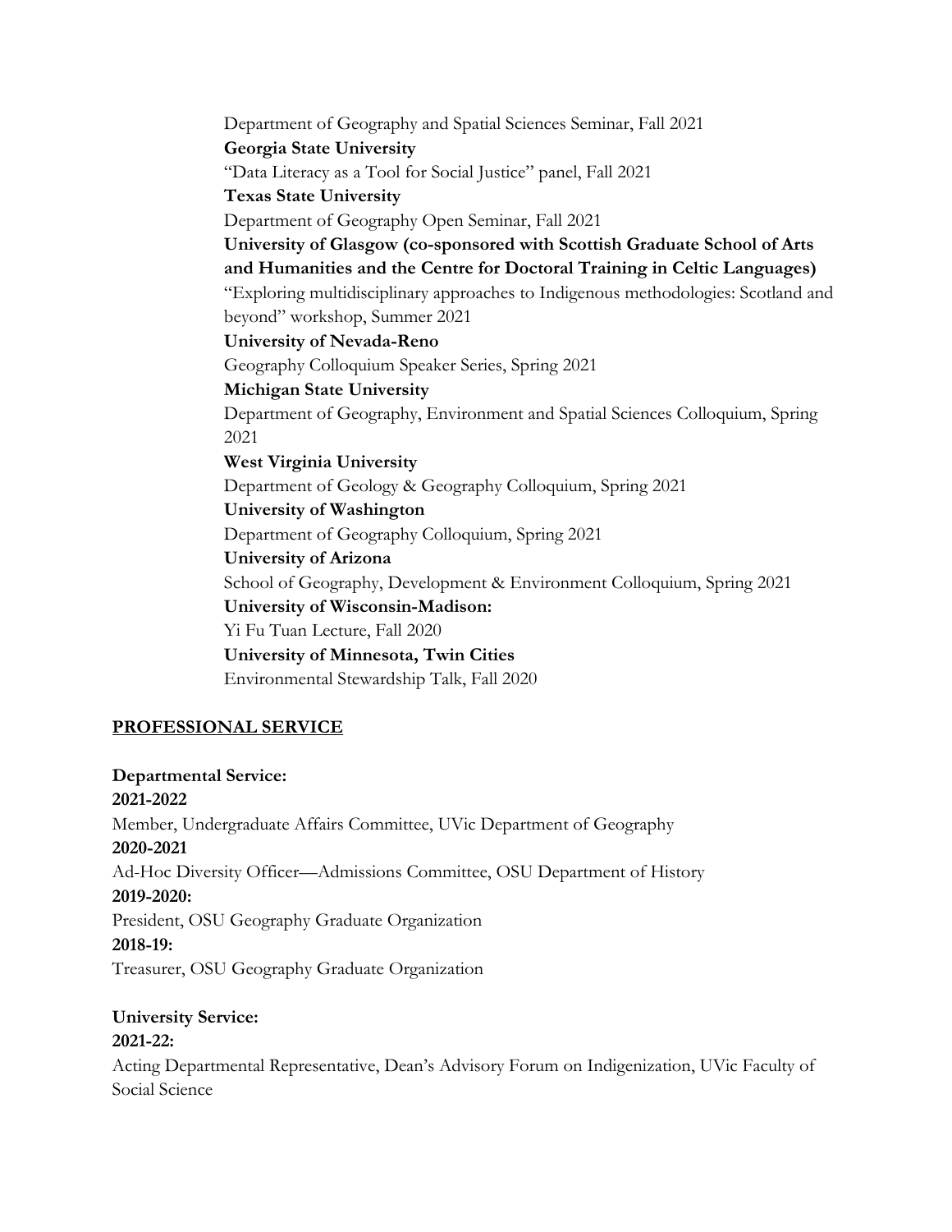Department of Geography and Spatial Sciences Seminar, Fall 2021

**Georgia State University**
"Data Literacy as a Tool for Social Justice" panel, Fall 2021

**Texas State University**
Department of Geography Open Seminar, Fall 2021

**University of Glasgow (co-sponsored with Scottish Graduate School of Arts and Humanities and the Centre for Doctoral Training in Celtic Languages)**
"Exploring multidisciplinary approaches to Indigenous methodologies: Scotland and beyond" workshop, Summer 2021

**University of Nevada-Reno**
Geography Colloquium Speaker Series, Spring 2021

**Michigan State University**
Department of Geography, Environment and Spatial Sciences Colloquium, Spring 2021

**West Virginia University**
Department of Geology & Geography Colloquium, Spring 2021

**University of Washington**
Department of Geography Colloquium, Spring 2021

**University of Arizona**
School of Geography, Development & Environment Colloquium, Spring 2021

**University of Wisconsin-Madison:**
Yi Fu Tuan Lecture, Fall 2020

**University of Minnesota, Twin Cities**
Environmental Stewardship Talk, Fall 2020

## PROFESSIONAL SERVICE

**Departmental Service:**

**2021-2022**
Member, Undergraduate Affairs Committee, UVic Department of Geography

**2020-2021**
Ad-Hoc Diversity Officer—Admissions Committee, OSU Department of History

**2019-2020:**
President, OSU Geography Graduate Organization

**2018-19:**
Treasurer, OSU Geography Graduate Organization

**University Service:**

**2021-22:**
Acting Departmental Representative, Dean's Advisory Forum on Indigenization, UVic Faculty of Social Science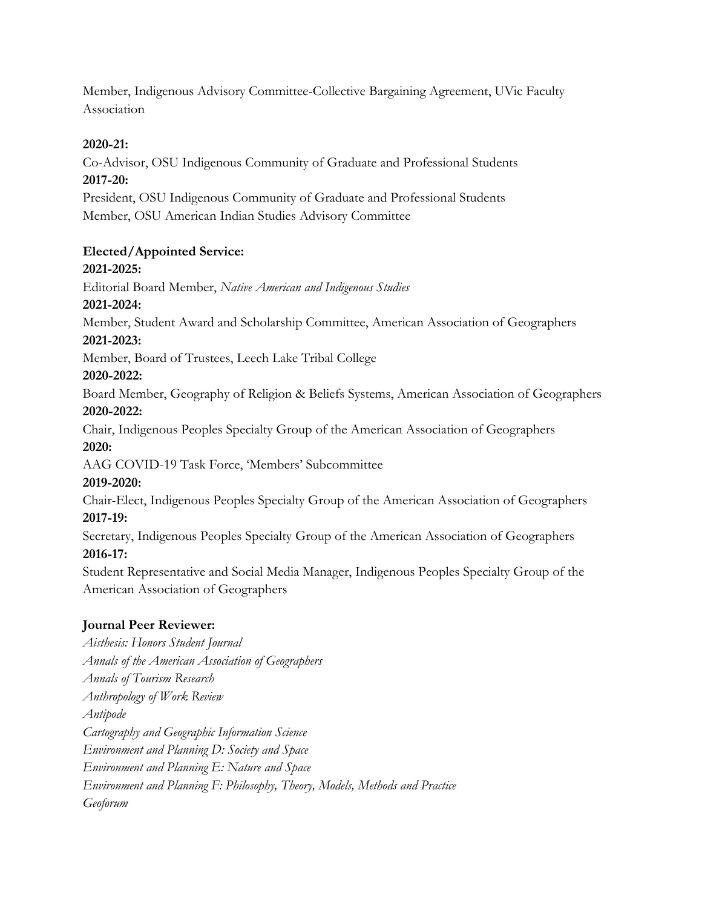Member, Indigenous Advisory Committee-Collective Bargaining Agreement, UVic Faculty Association

**2020-21:**
Co-Advisor, OSU Indigenous Community of Graduate and Professional Students
**2017-20:**
President, OSU Indigenous Community of Graduate and Professional Students
Member, OSU American Indian Studies Advisory Committee

**Elected/Appointed Service:**
**2021-2025:**
Editorial Board Member, *Native American and Indigenous Studies*
**2021-2024:**
Member, Student Award and Scholarship Committee, American Association of Geographers
**2021-2023:**
Member, Board of Trustees, Leech Lake Tribal College
**2020-2022:**
Board Member, Geography of Religion & Beliefs Systems, American Association of Geographers
**2020-2022:**
Chair, Indigenous Peoples Specialty Group of the American Association of Geographers
**2020:**
AAG COVID-19 Task Force, 'Members' Subcommittee
**2019-2020:**
Chair-Elect, Indigenous Peoples Specialty Group of the American Association of Geographers
**2017-19:**
Secretary, Indigenous Peoples Specialty Group of the American Association of Geographers
**2016-17:**
Student Representative and Social Media Manager, Indigenous Peoples Specialty Group of the American Association of Geographers

**Journal Peer Reviewer:**
*Aisthesis: Honors Student Journal*
*Annals of the American Association of Geographers*
*Annals of Tourism Research*
*Anthropology of Work Review*
*Antipode*
*Cartography and Geographic Information Science*
*Environment and Planning D: Society and Space*
*Environment and Planning E: Nature and Space*
*Environment and Planning F: Philosophy, Theory, Models, Methods and Practice*
*Geoforum*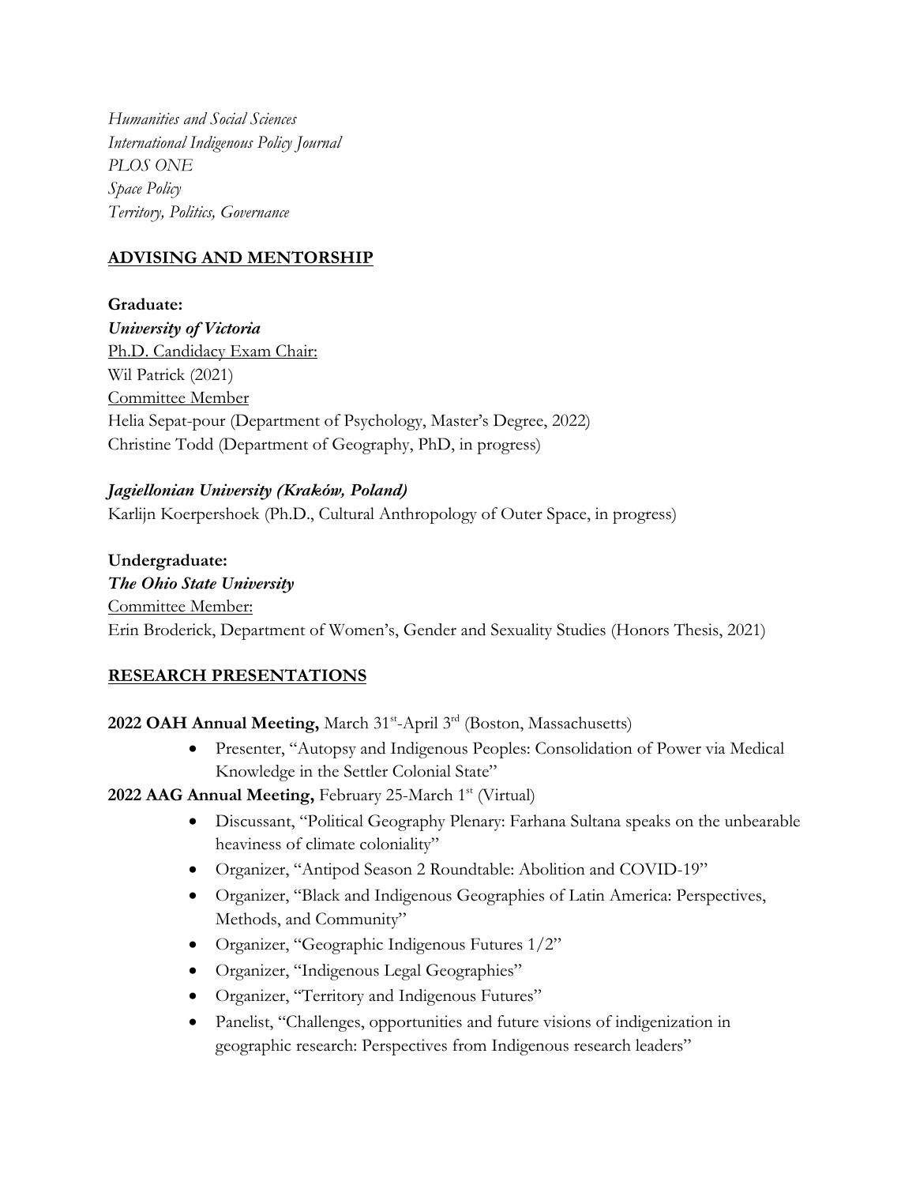*Humanities and Social Sciences*
*International Indigenous Policy Journal*
*PLOS ONE*
*Space Policy*
*Territory, Politics, Governance*

## ADVISING AND MENTORSHIP

**Graduate:**

***University of Victoria***

Ph.D. Candidacy Exam Chair:
Wil Patrick (2021)

Committee Member
Helia Sepat-pour (Department of Psychology, Master's Degree, 2022)
Christine Todd (Department of Geography, PhD, in progress)

***Jagiellonian University (Kraków, Poland)***

Karlijn Koerpershoek (Ph.D., Cultural Anthropology of Outer Space, in progress)

**Undergraduate:**

***The Ohio State University***

Committee Member:
Erin Broderick, Department of Women's, Gender and Sexuality Studies (Honors Thesis, 2021)

## RESEARCH PRESENTATIONS

**2022 OAH Annual Meeting,** March 31st-April 3rd (Boston, Massachusetts)

- Presenter, "Autopsy and Indigenous Peoples: Consolidation of Power via Medical Knowledge in the Settler Colonial State"

**2022 AAG Annual Meeting,** February 25-March 1st (Virtual)

- Discussant, "Political Geography Plenary: Farhana Sultana speaks on the unbearable heaviness of climate coloniality"
- Organizer, "Antipod Season 2 Roundtable: Abolition and COVID-19"
- Organizer, "Black and Indigenous Geographies of Latin America: Perspectives, Methods, and Community"
- Organizer, "Geographic Indigenous Futures 1/2"
- Organizer, "Indigenous Legal Geographies"
- Organizer, "Territory and Indigenous Futures"
- Panelist, "Challenges, opportunities and future visions of indigenization in geographic research: Perspectives from Indigenous research leaders"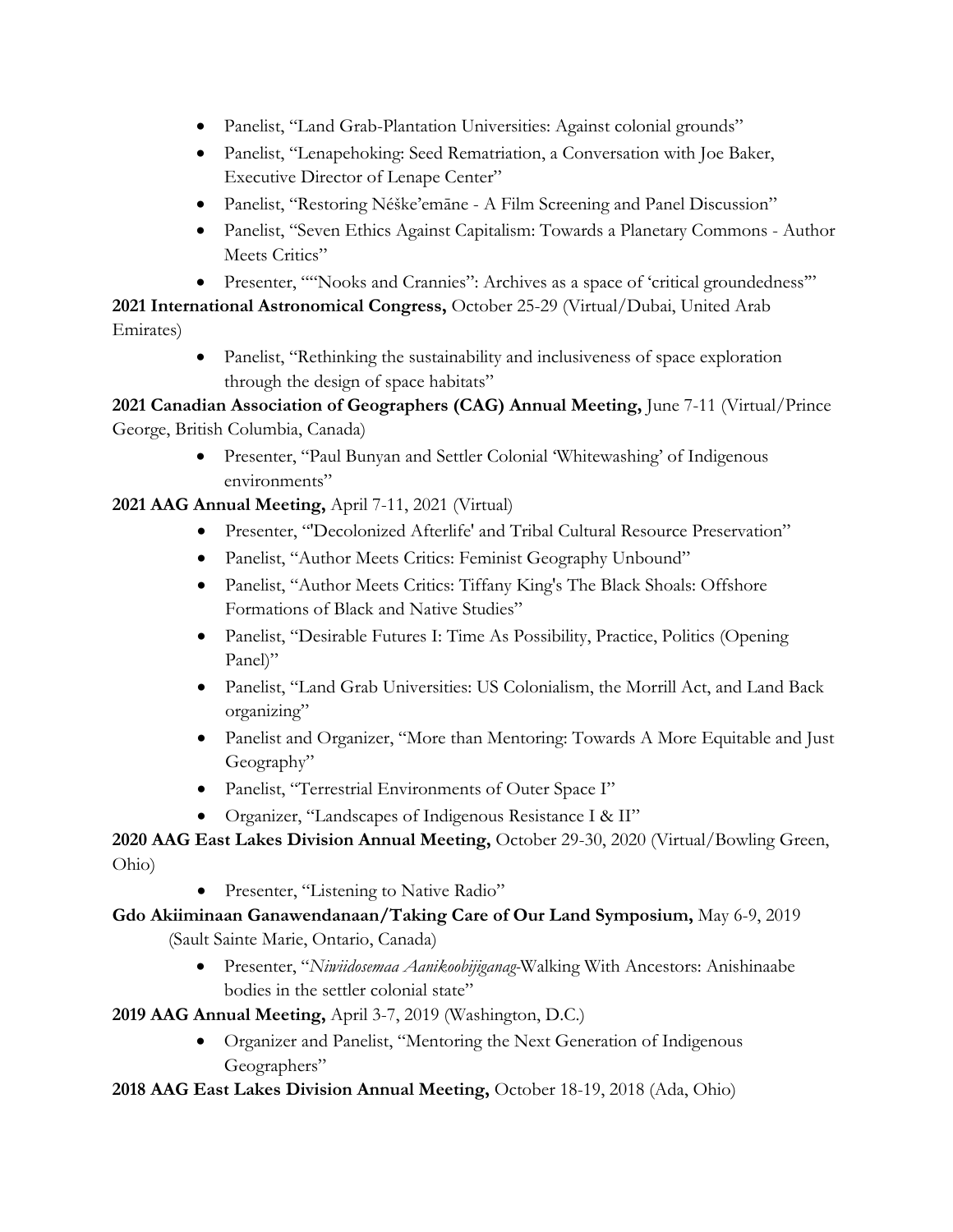- Panelist, “Land Grab-Plantation Universities: Against colonial grounds”
- Panelist, “Lenapehoking: Seed Rematriation, a Conversation with Joe Baker, Executive Director of Lenape Center”
- Panelist, “Restoring Néške’emāne - A Film Screening and Panel Discussion”
- Panelist, “Seven Ethics Against Capitalism: Towards a Planetary Commons - Author Meets Critics”
- Presenter, ““Nooks and Crannies”: Archives as a space of ‘critical groundedness’”

**2021 International Astronomical Congress,** October 25-29 (Virtual/Dubai, United Arab Emirates)

- Panelist, “Rethinking the sustainability and inclusiveness of space exploration through the design of space habitats”

**2021 Canadian Association of Geographers (CAG) Annual Meeting,** June 7-11 (Virtual/Prince George, British Columbia, Canada)

- Presenter, “Paul Bunyan and Settler Colonial ‘Whitewashing’ of Indigenous environments”

**2021 AAG Annual Meeting,** April 7-11, 2021 (Virtual)

- Presenter, “'Decolonized Afterlife' and Tribal Cultural Resource Preservation”
- Panelist, “Author Meets Critics: Feminist Geography Unbound”
- Panelist, “Author Meets Critics: Tiffany King's The Black Shoals: Offshore Formations of Black and Native Studies”
- Panelist, “Desirable Futures I: Time As Possibility, Practice, Politics (Opening Panel)”
- Panelist, “Land Grab Universities: US Colonialism, the Morrill Act, and Land Back organizing”
- Panelist and Organizer, “More than Mentoring: Towards A More Equitable and Just Geography”
- Panelist, “Terrestrial Environments of Outer Space I”
- Organizer, “Landscapes of Indigenous Resistance I & II”

**2020 AAG East Lakes Division Annual Meeting,** October 29-30, 2020 (Virtual/Bowling Green, Ohio)

- Presenter, “Listening to Native Radio”

**Gdo Akiiminaan Ganawendanaan/Taking Care of Our Land Symposium,** May 6-9, 2019 (Sault Sainte Marie, Ontario, Canada)

- Presenter, “*Niwiidosemaa Aanikoobijiganag*-Walking With Ancestors: Anishinaabe bodies in the settler colonial state”

**2019 AAG Annual Meeting,** April 3-7, 2019 (Washington, D.C.)

- Organizer and Panelist, “Mentoring the Next Generation of Indigenous Geographers”

**2018 AAG East Lakes Division Annual Meeting,** October 18-19, 2018 (Ada, Ohio)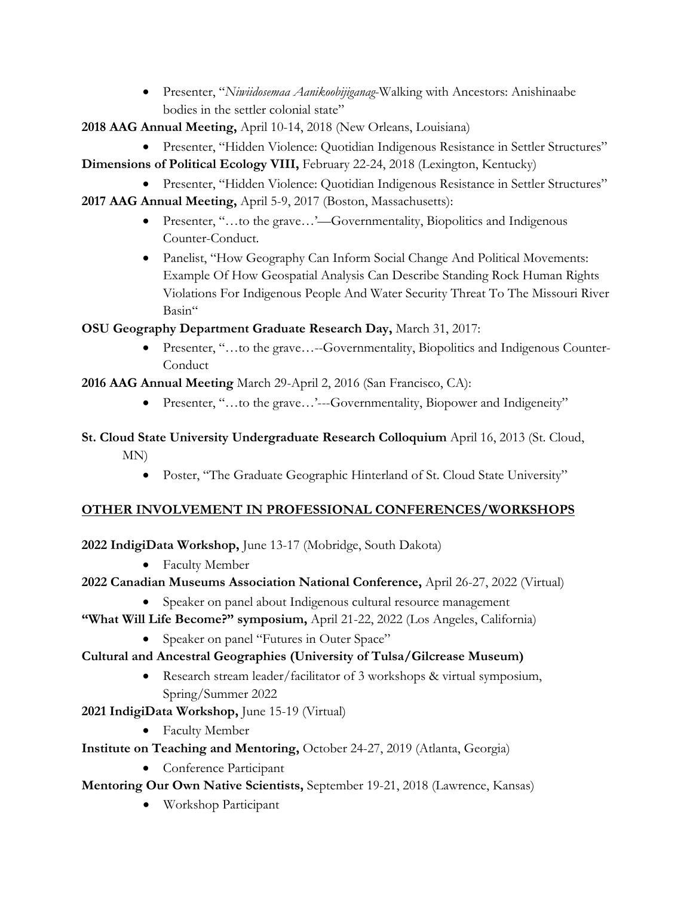- Presenter, "*Niwiidosemaa Aanikoobijiganag*-Walking with Ancestors: Anishinaabe bodies in the settler colonial state"

**2018 AAG Annual Meeting,** April 10-14, 2018 (New Orleans, Louisiana)

- Presenter, "Hidden Violence: Quotidian Indigenous Resistance in Settler Structures"

**Dimensions of Political Ecology VIII,** February 22-24, 2018 (Lexington, Kentucky)

- Presenter, "Hidden Violence: Quotidian Indigenous Resistance in Settler Structures"

**2017 AAG Annual Meeting,** April 5-9, 2017 (Boston, Massachusetts):

- Presenter, "…to the grave…'—Governmentality, Biopolitics and Indigenous Counter-Conduct.
- Panelist, "How Geography Can Inform Social Change And Political Movements: Example Of How Geospatial Analysis Can Describe Standing Rock Human Rights Violations For Indigenous People And Water Security Threat To The Missouri River Basin"

**OSU Geography Department Graduate Research Day,** March 31, 2017:

- Presenter, "…to the grave…--Governmentality, Biopolitics and Indigenous Counter-Conduct

**2016 AAG Annual Meeting** March 29-April 2, 2016 (San Francisco, CA):

- Presenter, "…to the grave…'---Governmentality, Biopower and Indigeneity"

**St. Cloud State University Undergraduate Research Colloquium** April 16, 2013 (St. Cloud, MN)

- Poster, "The Graduate Geographic Hinterland of St. Cloud State University"

## OTHER INVOLVEMENT IN PROFESSIONAL CONFERENCES/WORKSHOPS

**2022 IndigiData Workshop,** June 13-17 (Mobridge, South Dakota)

- Faculty Member

**2022 Canadian Museums Association National Conference,** April 26-27, 2022 (Virtual)

- Speaker on panel about Indigenous cultural resource management

**"What Will Life Become?" symposium,** April 21-22, 2022 (Los Angeles, California)

- Speaker on panel "Futures in Outer Space"

**Cultural and Ancestral Geographies (University of Tulsa/Gilcrease Museum)**

- Research stream leader/facilitator of 3 workshops & virtual symposium, Spring/Summer 2022

**2021 IndigiData Workshop,** June 15-19 (Virtual)

- Faculty Member

**Institute on Teaching and Mentoring,** October 24-27, 2019 (Atlanta, Georgia)

- Conference Participant

**Mentoring Our Own Native Scientists,** September 19-21, 2018 (Lawrence, Kansas)

- Workshop Participant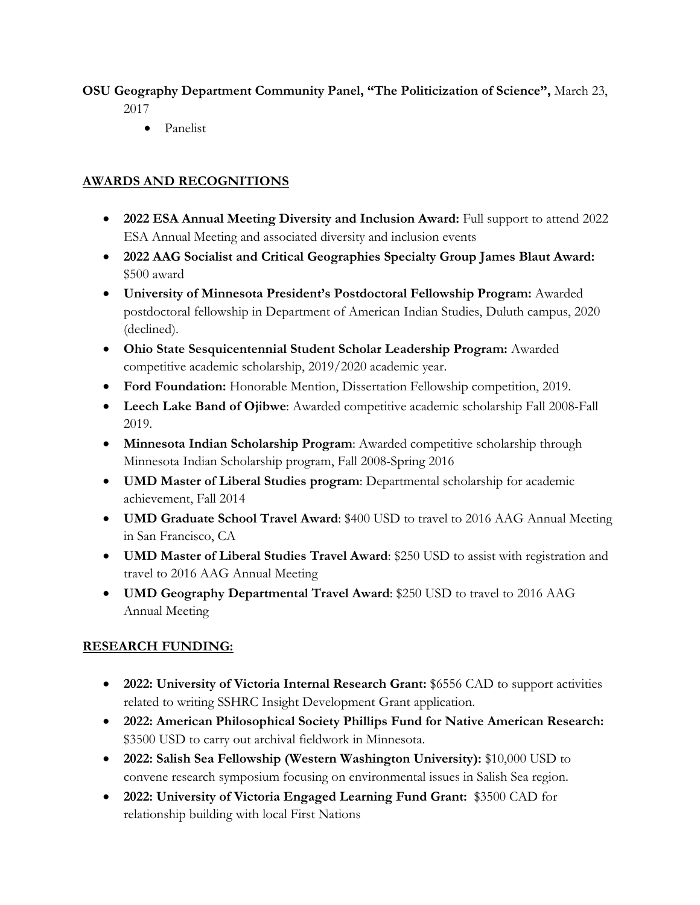**OSU Geography Department Community Panel, "The Politicization of Science",** March 23, 2017

- Panelist

## AWARDS AND RECOGNITIONS

- **2022 ESA Annual Meeting Diversity and Inclusion Award:** Full support to attend 2022 ESA Annual Meeting and associated diversity and inclusion events
- **2022 AAG Socialist and Critical Geographies Specialty Group James Blaut Award:** $500 award
- **University of Minnesota President's Postdoctoral Fellowship Program:** Awarded postdoctoral fellowship in Department of American Indian Studies, Duluth campus, 2020 (declined).
- **Ohio State Sesquicentennial Student Scholar Leadership Program:** Awarded competitive academic scholarship, 2019/2020 academic year.
- **Ford Foundation:** Honorable Mention, Dissertation Fellowship competition, 2019.
- **Leech Lake Band of Ojibwe**: Awarded competitive academic scholarship Fall 2008-Fall 2019.
- **Minnesota Indian Scholarship Program**: Awarded competitive scholarship through Minnesota Indian Scholarship program, Fall 2008-Spring 2016
- **UMD Master of Liberal Studies program**: Departmental scholarship for academic achievement, Fall 2014
- **UMD Graduate School Travel Award**: $400 USD to travel to 2016 AAG Annual Meeting in San Francisco, CA
- **UMD Master of Liberal Studies Travel Award**: $250 USD to assist with registration and travel to 2016 AAG Annual Meeting
- **UMD Geography Departmental Travel Award**: $250 USD to travel to 2016 AAG Annual Meeting

## RESEARCH FUNDING:

- **2022: University of Victoria Internal Research Grant:** $6556 CAD to support activities related to writing SSHRC Insight Development Grant application.
- **2022: American Philosophical Society Phillips Fund for Native American Research:** $3500 USD to carry out archival fieldwork in Minnesota.
- **2022: Salish Sea Fellowship (Western Washington University):** $10,000 USD to convene research symposium focusing on environmental issues in Salish Sea region.
- **2022: University of Victoria Engaged Learning Fund Grant:** $3500 CAD for relationship building with local First Nations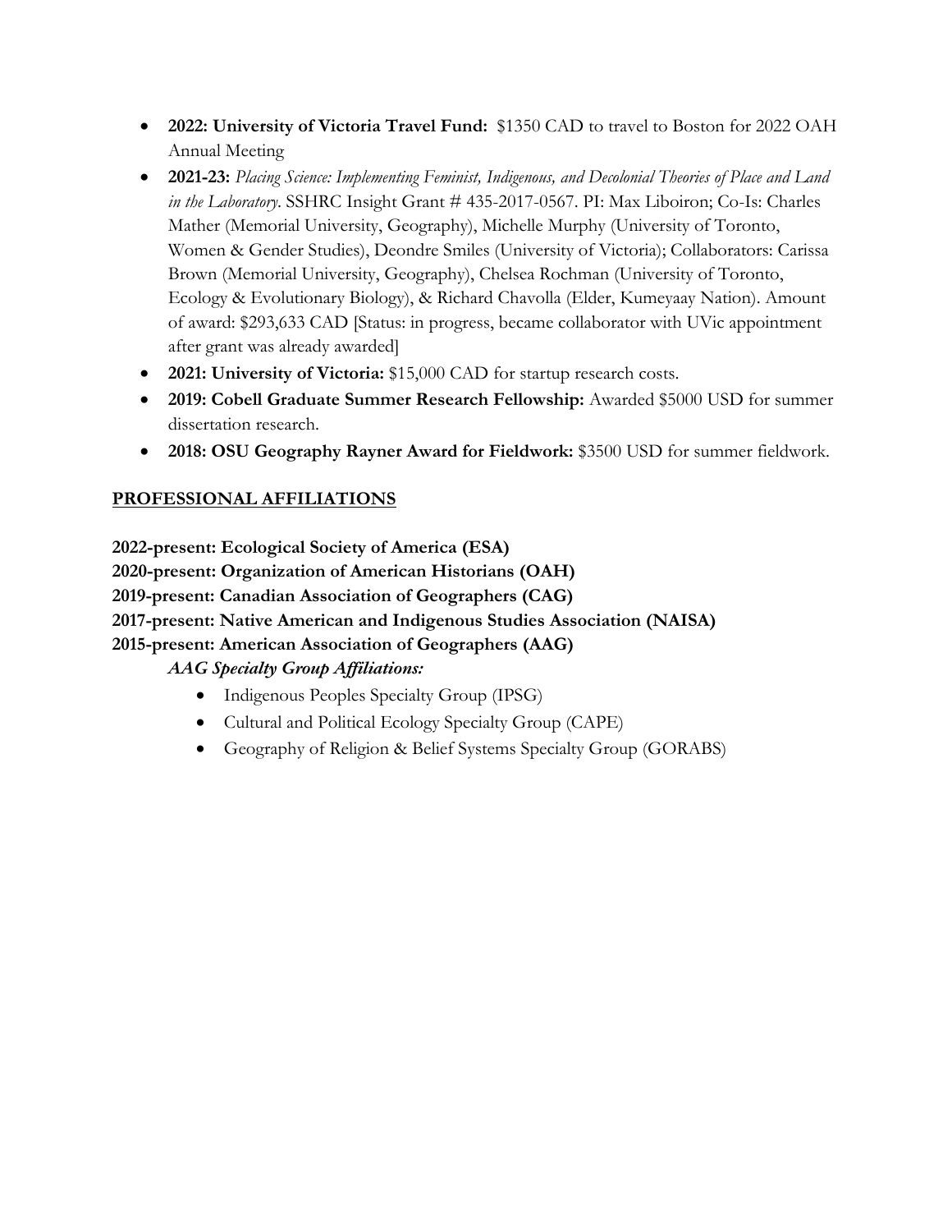- **2022: University of Victoria Travel Fund:** $1350 CAD to travel to Boston for 2022 OAH Annual Meeting
- **2021-23:** *Placing Science: Implementing Feminist, Indigenous, and Decolonial Theories of Place and Land in the Laboratory*. SSHRC Insight Grant # 435-2017-0567. PI: Max Liboiron; Co-Is: Charles Mather (Memorial University, Geography), Michelle Murphy (University of Toronto, Women & Gender Studies), Deondre Smiles (University of Victoria); Collaborators: Carissa Brown (Memorial University, Geography), Chelsea Rochman (University of Toronto, Ecology & Evolutionary Biology), & Richard Chavolla (Elder, Kumeyaay Nation). Amount of award: $293,633 CAD [Status: in progress, became collaborator with UVic appointment after grant was already awarded]
- **2021: University of Victoria:** $15,000 CAD for startup research costs.
- **2019: Cobell Graduate Summer Research Fellowship:** Awarded $5000 USD for summer dissertation research.
- **2018: OSU Geography Rayner Award for Fieldwork:** $3500 USD for summer fieldwork.

## PROFESSIONAL AFFILIATIONS

**2022-present: Ecological Society of America (ESA)**
**2020-present: Organization of American Historians (OAH)**
**2019-present: Canadian Association of Geographers (CAG)**
**2017-present: Native American and Indigenous Studies Association (NAISA)**
**2015-present: American Association of Geographers (AAG)**

***AAG Specialty Group Affiliations:***

- Indigenous Peoples Specialty Group (IPSG)
- Cultural and Political Ecology Specialty Group (CAPE)
- Geography of Religion & Belief Systems Specialty Group (GORABS)